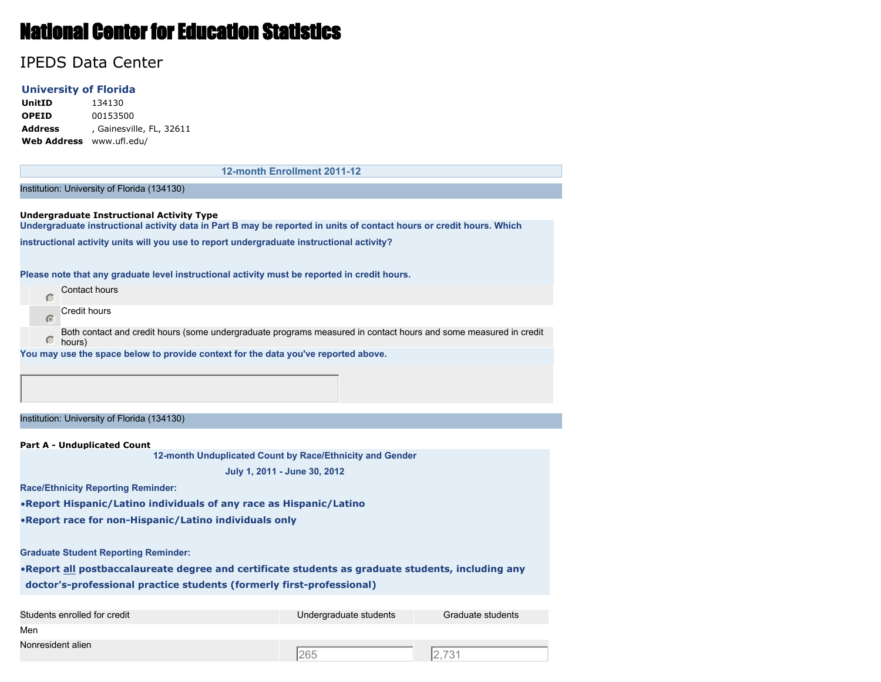# National Center for Education Statistics

## IPEDS Data Center

**University of Florida**

| | |
|---|---|
| **UnitID** | 134130 |
| **OPEID** | 00153500 |
| **Address** | , Gainesville, FL, 32611 |
| **Web Address** | www.ufl.edu/ |

### 12-month Enrollment 2011-12

Institution: University of Florida (134130)

**Undergraduate Instructional Activity Type**

**Undergraduate instructional activity data in Part B may be reported in units of contact hours or credit hours. Which instructional activity units will you use to report undergraduate instructional activity?**

**Please note that any graduate level instructional activity must be reported in credit hours.**

- ○ Contact hours
- ◉ Credit hours
- ○ Both contact and credit hours (some undergraduate programs measured in contact hours and some measured in credit hours)

**You may use the space below to provide context for the data you've reported above.**

Institution: University of Florida (134130)

**Part A - Unduplicated Count**

**12-month Unduplicated Count by Race/Ethnicity and Gender**

**July 1, 2011 - June 30, 2012**

**Race/Ethnicity Reporting Reminder:**

- **Report Hispanic/Latino individuals of any race as Hispanic/Latino**
- **Report race for non-Hispanic/Latino individuals only**

**Graduate Student Reporting Reminder:**

- **Report all postbaccalaureate degree and certificate students as graduate students, including any doctor's-professional practice students (formerly first-professional)**

| Students enrolled for credit | Undergraduate students | Graduate students |
|---|---|---|
| Men | | |
| Nonresident alien | 265 | 2,731 |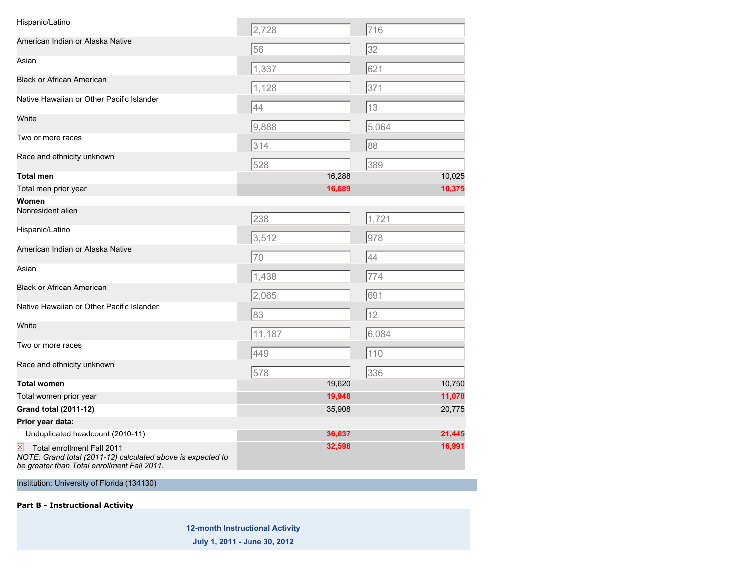| | | |
|---|---|---|
| Hispanic/Latino | 2,728 | 716 |
| American Indian or Alaska Native | 56 | 32 |
| Asian | 1,337 | 621 |
| Black or African American | 1,128 | 371 |
| Native Hawaiian or Other Pacific Islander | 44 | 13 |
| White | 9,888 | 5,064 |
| Two or more races | 314 | 88 |
| Race and ethnicity unknown | 528 | 389 |
| **Total men** | 16,288 | 10,025 |
| Total men prior year | **16,689** | **10,375** |
| **Women** | | |
| Nonresident alien | 238 | 1,721 |
| Hispanic/Latino | 3,512 | 978 |
| American Indian or Alaska Native | 70 | 44 |
| Asian | 1,438 | 774 |
| Black or African American | 2,065 | 691 |
| Native Hawaiian or Other Pacific Islander | 83 | 12 |
| White | 11,187 | 6,084 |
| Two or more races | 449 | 110 |
| Race and ethnicity unknown | 578 | 336 |
| **Total women** | 19,620 | 10,750 |
| Total women prior year | **19,948** | **11,070** |
| **Grand total (2011-12)** | 35,908 | 20,775 |
| **Prior year data:** | | |
| Unduplicated headcount (2010-11) | **36,637** | **21,445** |
| Total enrollment Fall 2011 *NOTE: Grand total (2011-12) calculated above is expected to be greater than Total enrollment Fall 2011.* | **32,598** | **16,991** |

Institution: University of Florida (134130)

**Part B - Instructional Activity**

**12-month Instructional Activity**

**July 1, 2011 - June 30, 2012**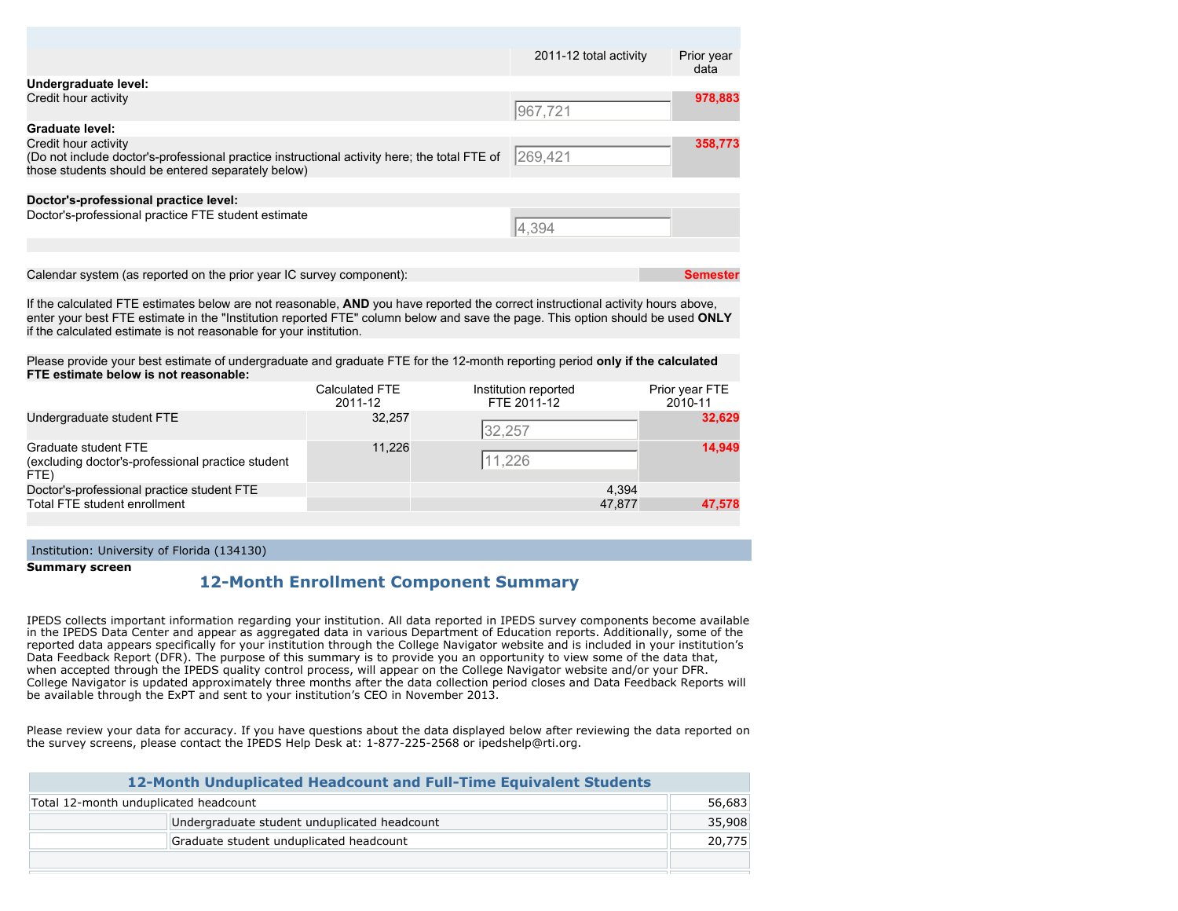| | 2011-12 total activity | Prior year data |
|---|---|---|
| **Undergraduate level:** | | |
| Credit hour activity | 967,721 | 978,883 |
| **Graduate level:** | | |
| Credit hour activity (Do not include doctor's-professional practice instructional activity here; the total FTE of those students should be entered separately below) | 269,421 | 358,773 |
| **Doctor's-professional practice level:** | | |
| Doctor's-professional practice FTE student estimate | 4,394 | |

Calendar system (as reported on the prior year IC survey component): **Semester**

If the calculated FTE estimates below are not reasonable, **AND** you have reported the correct instructional activity hours above, enter your best FTE estimate in the "Institution reported FTE" column below and save the page. This option should be used **ONLY** if the calculated estimate is not reasonable for your institution.

Please provide your best estimate of undergraduate and graduate FTE for the 12-month reporting period **only if the calculated FTE estimate below is not reasonable:**

| | Calculated FTE 2011-12 | Institution reported FTE 2011-12 | Prior year FTE 2010-11 |
|---|---|---|---|
| Undergraduate student FTE | 32,257 | 32,257 | 32,629 |
| Graduate student FTE (excluding doctor's-professional practice student FTE) | 11,226 | 11,226 | 14,949 |
| Doctor's-professional practice student FTE | | 4,394 | |
| Total FTE student enrollment | | 47,877 | 47,578 |

Institution: University of Florida (134130)

**Summary screen**

## 12-Month Enrollment Component Summary

IPEDS collects important information regarding your institution. All data reported in IPEDS survey components become available in the IPEDS Data Center and appear as aggregated data in various Department of Education reports. Additionally, some of the reported data appears specifically for your institution through the College Navigator website and is included in your institution's Data Feedback Report (DFR). The purpose of this summary is to provide you an opportunity to view some of the data that, when accepted through the IPEDS quality control process, will appear on the College Navigator website and/or your DFR. College Navigator is updated approximately three months after the data collection period closes and Data Feedback Reports will be available through the ExPT and sent to your institution's CEO in November 2013.

Please review your data for accuracy. If you have questions about the data displayed below after reviewing the data reported on the survey screens, please contact the IPEDS Help Desk at: 1-877-225-2568 or ipedshelp@rti.org.

| 12-Month Unduplicated Headcount and Full-Time Equivalent Students | | |
|---|---|---|
| Total 12-month unduplicated headcount | | 56,683 |
| | Undergraduate student unduplicated headcount | 35,908 |
| | Graduate student unduplicated headcount | 20,775 |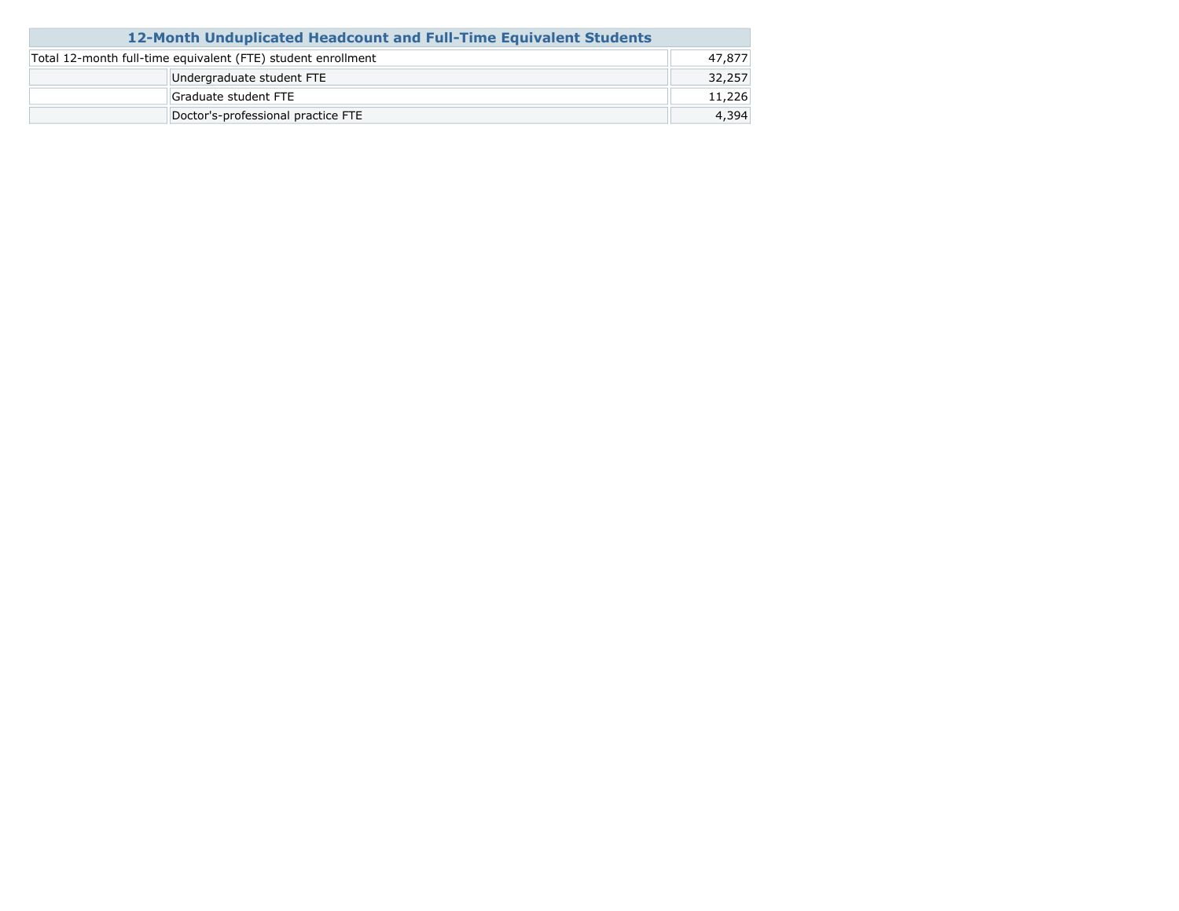| 12-Month Unduplicated Headcount and Full-Time Equivalent Students | | |
|---|---|---|
| Total 12-month full-time equivalent (FTE) student enrollment | | 47,877 |
| | Undergraduate student FTE | 32,257 |
| | Graduate student FTE | 11,226 |
| | Doctor's-professional practice FTE | 4,394 |